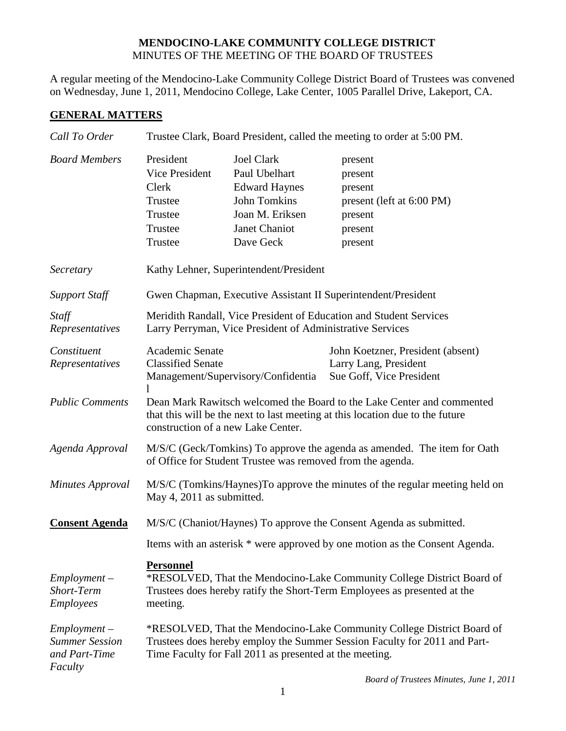**MENDOCINO-LAKE COMMUNITY COLLEGE DISTRICT**
MINUTES OF THE MEETING OF THE BOARD OF TRUSTEES

A regular meeting of the Mendocino-Lake Community College District Board of Trustees was convened on Wednesday, June 1, 2011, Mendocino College, Lake Center, 1005 Parallel Drive, Lakeport, CA.

## GENERAL MATTERS

*Call To Order* — Trustee Clark, Board President, called the meeting to order at 5:00 PM.

*Board Members*

| | | |
|---|---|---|
| President | Joel Clark | present |
| Vice President | Paul Ubelhart | present |
| Clerk | Edward Haynes | present |
| Trustee | John Tomkins | present (left at 6:00 PM) |
| Trustee | Joan M. Eriksen | present |
| Trustee | Janet Chaniot | present |
| Trustee | Dave Geck | present |

*Secretary* — Kathy Lehner, Superintendent/President

*Support Staff* — Gwen Chapman, Executive Assistant II Superintendent/President

*Staff Representatives* — Meridith Randall, Vice President of Education and Student Services
Larry Perryman, Vice President of Administrative Services

*Constituent Representatives*

| | |
|---|---|
| Academic Senate | John Koetzner, President (absent) |
| Classified Senate | Larry Lang, President |
| Management/Supervisory/Confidential | Sue Goff, Vice President |

*Public Comments* — Dean Mark Rawitsch welcomed the Board to the Lake Center and commented that this will be the next to last meeting at this location due to the future construction of a new Lake Center.

*Agenda Approval* — M/S/C (Geck/Tomkins) To approve the agenda as amended. The item for Oath of Office for Student Trustee was removed from the agenda.

*Minutes Approval* — M/S/C (Tomkins/Haynes)To approve the minutes of the regular meeting held on May 4, 2011 as submitted.

**Consent Agenda** — M/S/C (Chaniot/Haynes) To approve the Consent Agenda as submitted.

Items with an asterisk * were approved by one motion as the Consent Agenda.

**Personnel**

*Employment – Short-Term Employees* — *RESOLVED, That the Mendocino-Lake Community College District Board of Trustees does hereby ratify the Short-Term Employees as presented at the meeting.

*Employment – Summer Session and Part-Time Faculty* — *RESOLVED, That the Mendocino-Lake Community College District Board of Trustees does hereby employ the Summer Session Faculty for 2011 and Part-Time Faculty for Fall 2011 as presented at the meeting.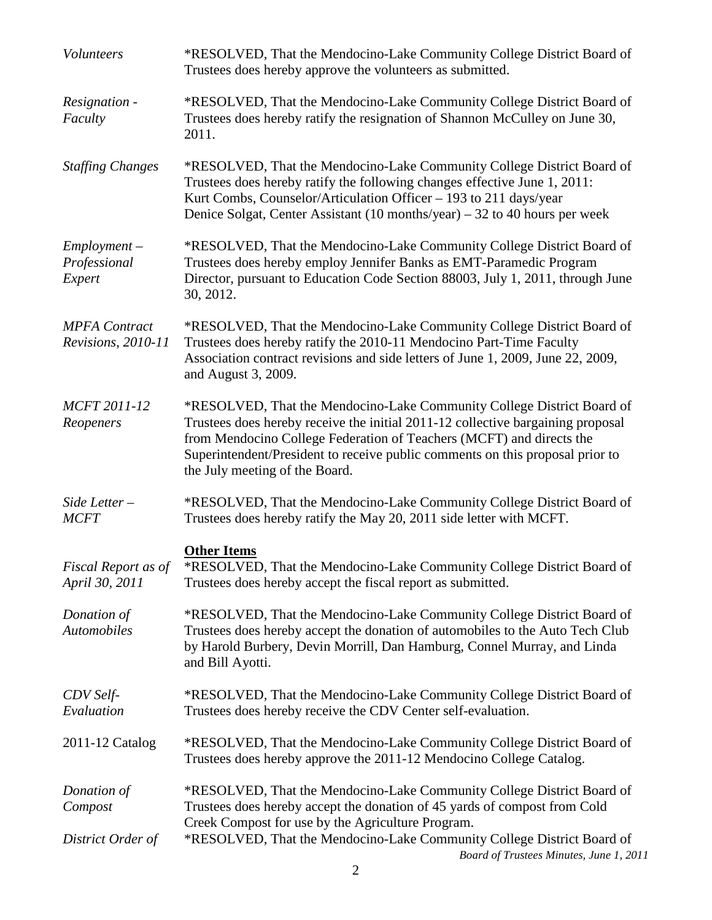*Volunteers* *RESOLVED, That the Mendocino-Lake Community College District Board of Trustees does hereby approve the volunteers as submitted.

*Resignation - Faculty* *RESOLVED, That the Mendocino-Lake Community College District Board of Trustees does hereby ratify the resignation of Shannon McCulley on June 30, 2011.

*Staffing Changes* *RESOLVED, That the Mendocino-Lake Community College District Board of Trustees does hereby ratify the following changes effective June 1, 2011:
Kurt Combs, Counselor/Articulation Officer – 193 to 211 days/year
Denice Solgat, Center Assistant (10 months/year) – 32 to 40 hours per week

*Employment – Professional Expert* *RESOLVED, That the Mendocino-Lake Community College District Board of Trustees does hereby employ Jennifer Banks as EMT-Paramedic Program Director, pursuant to Education Code Section 88003, July 1, 2011, through June 30, 2012.

*MPFA Contract Revisions, 2010-11* *RESOLVED, That the Mendocino-Lake Community College District Board of Trustees does hereby ratify the 2010-11 Mendocino Part-Time Faculty Association contract revisions and side letters of June 1, 2009, June 22, 2009, and August 3, 2009.

*MCFT 2011-12 Reopeners* *RESOLVED, That the Mendocino-Lake Community College District Board of Trustees does hereby receive the initial 2011-12 collective bargaining proposal from Mendocino College Federation of Teachers (MCFT) and directs the Superintendent/President to receive public comments on this proposal prior to the July meeting of the Board.

*Side Letter – MCFT* *RESOLVED, That the Mendocino-Lake Community College District Board of Trustees does hereby ratify the May 20, 2011 side letter with MCFT.

**Other Items**

*Fiscal Report as of April 30, 2011* *RESOLVED, That the Mendocino-Lake Community College District Board of Trustees does hereby accept the fiscal report as submitted.

*Donation of Automobiles* *RESOLVED, That the Mendocino-Lake Community College District Board of Trustees does hereby accept the donation of automobiles to the Auto Tech Club by Harold Burbery, Devin Morrill, Dan Hamburg, Connel Murray, and Linda and Bill Ayotti.

*CDV Self-Evaluation* *RESOLVED, That the Mendocino-Lake Community College District Board of Trustees does hereby receive the CDV Center self-evaluation.

2011-12 Catalog *RESOLVED, That the Mendocino-Lake Community College District Board of Trustees does hereby approve the 2011-12 Mendocino College Catalog.

*Donation of Compost* *RESOLVED, That the Mendocino-Lake Community College District Board of Trustees does hereby accept the donation of 45 yards of compost from Cold Creek Compost for use by the Agriculture Program.

*District Order of* *RESOLVED, That the Mendocino-Lake Community College District Board of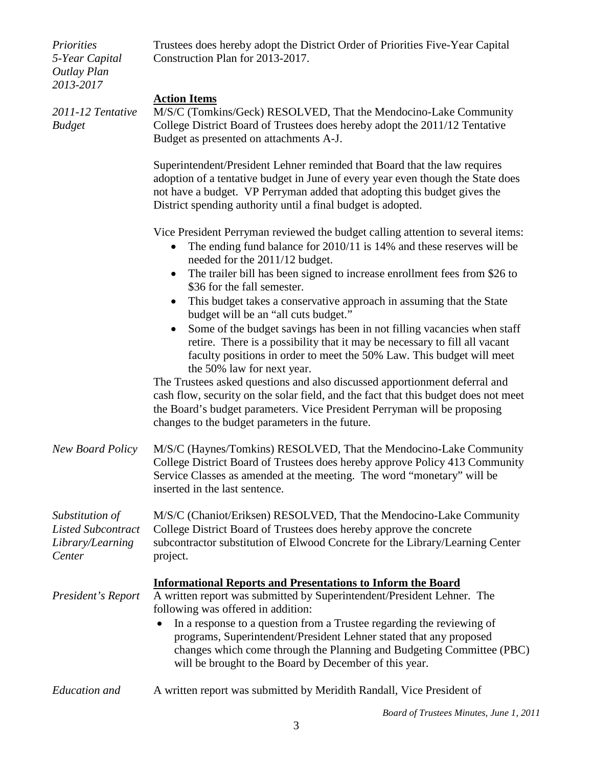*Priorities 5-Year Capital Outlay Plan 2013-2017*

Trustees does hereby adopt the District Order of Priorities Five-Year Capital Construction Plan for 2013-2017.

**Action Items**

*2011-12 Tentative Budget*

M/S/C (Tomkins/Geck) RESOLVED, That the Mendocino-Lake Community College District Board of Trustees does hereby adopt the 2011/12 Tentative Budget as presented on attachments A-J.

Superintendent/President Lehner reminded that Board that the law requires adoption of a tentative budget in June of every year even though the State does not have a budget. VP Perryman added that adopting this budget gives the District spending authority until a final budget is adopted.

Vice President Perryman reviewed the budget calling attention to several items:

- The ending fund balance for 2010/11 is 14% and these reserves will be needed for the 2011/12 budget.
- The trailer bill has been signed to increase enrollment fees from $26 to $36 for the fall semester.
- This budget takes a conservative approach in assuming that the State budget will be an "all cuts budget."
- Some of the budget savings has been in not filling vacancies when staff retire. There is a possibility that it may be necessary to fill all vacant faculty positions in order to meet the 50% Law. This budget will meet the 50% law for next year.

The Trustees asked questions and also discussed apportionment deferral and cash flow, security on the solar field, and the fact that this budget does not meet the Board's budget parameters. Vice President Perryman will be proposing changes to the budget parameters in the future.

*New Board Policy*

M/S/C (Haynes/Tomkins) RESOLVED, That the Mendocino-Lake Community College District Board of Trustees does hereby approve Policy 413 Community Service Classes as amended at the meeting. The word "monetary" will be inserted in the last sentence.

*Substitution of Listed Subcontract Library/Learning Center*

M/S/C (Chaniot/Eriksen) RESOLVED, That the Mendocino-Lake Community College District Board of Trustees does hereby approve the concrete subcontractor substitution of Elwood Concrete for the Library/Learning Center project.

**Informational Reports and Presentations to Inform the Board**

*President's Report*

A written report was submitted by Superintendent/President Lehner. The following was offered in addition:

- In a response to a question from a Trustee regarding the reviewing of programs, Superintendent/President Lehner stated that any proposed changes which come through the Planning and Budgeting Committee (PBC) will be brought to the Board by December of this year.

*Education and*

A written report was submitted by Meridith Randall, Vice President of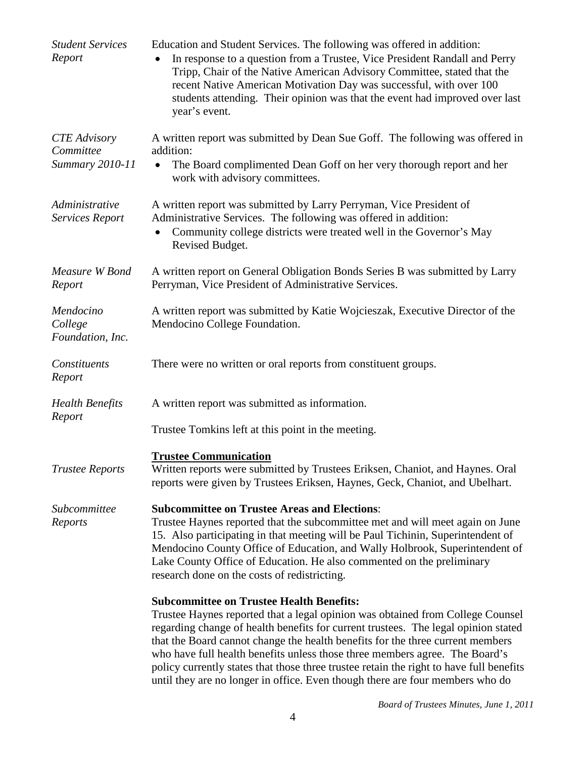*Student Services Report*

Education and Student Services. The following was offered in addition:

- In response to a question from a Trustee, Vice President Randall and Perry Tripp, Chair of the Native American Advisory Committee, stated that the recent Native American Motivation Day was successful, with over 100 students attending. Their opinion was that the event had improved over last year's event.

*CTE Advisory Committee Summary 2010-11*

A written report was submitted by Dean Sue Goff. The following was offered in addition:

- The Board complimented Dean Goff on her very thorough report and her work with advisory committees.

*Administrative Services Report*

A written report was submitted by Larry Perryman, Vice President of Administrative Services. The following was offered in addition:

- Community college districts were treated well in the Governor's May Revised Budget.

*Measure W Bond Report*

A written report on General Obligation Bonds Series B was submitted by Larry Perryman, Vice President of Administrative Services.

*Mendocino College Foundation, Inc.*

A written report was submitted by Katie Wojcieszak, Executive Director of the Mendocino College Foundation.

*Constituents Report*

There were no written or oral reports from constituent groups.

*Health Benefits Report*

A written report was submitted as information.

Trustee Tomkins left at this point in the meeting.

**Trustee Communication**

*Trustee Reports*

Written reports were submitted by Trustees Eriksen, Chaniot, and Haynes. Oral reports were given by Trustees Eriksen, Haynes, Geck, Chaniot, and Ubelhart.

*Subcommittee Reports*

**Subcommittee on Trustee Areas and Elections**:
Trustee Haynes reported that the subcommittee met and will meet again on June 15. Also participating in that meeting will be Paul Tichinin, Superintendent of Mendocino County Office of Education, and Wally Holbrook, Superintendent of Lake County Office of Education. He also commented on the preliminary research done on the costs of redistricting.

**Subcommittee on Trustee Health Benefits:**
Trustee Haynes reported that a legal opinion was obtained from College Counsel regarding change of health benefits for current trustees. The legal opinion stated that the Board cannot change the health benefits for the three current members who have full health benefits unless those three members agree. The Board's policy currently states that those three trustee retain the right to have full benefits until they are no longer in office. Even though there are four members who do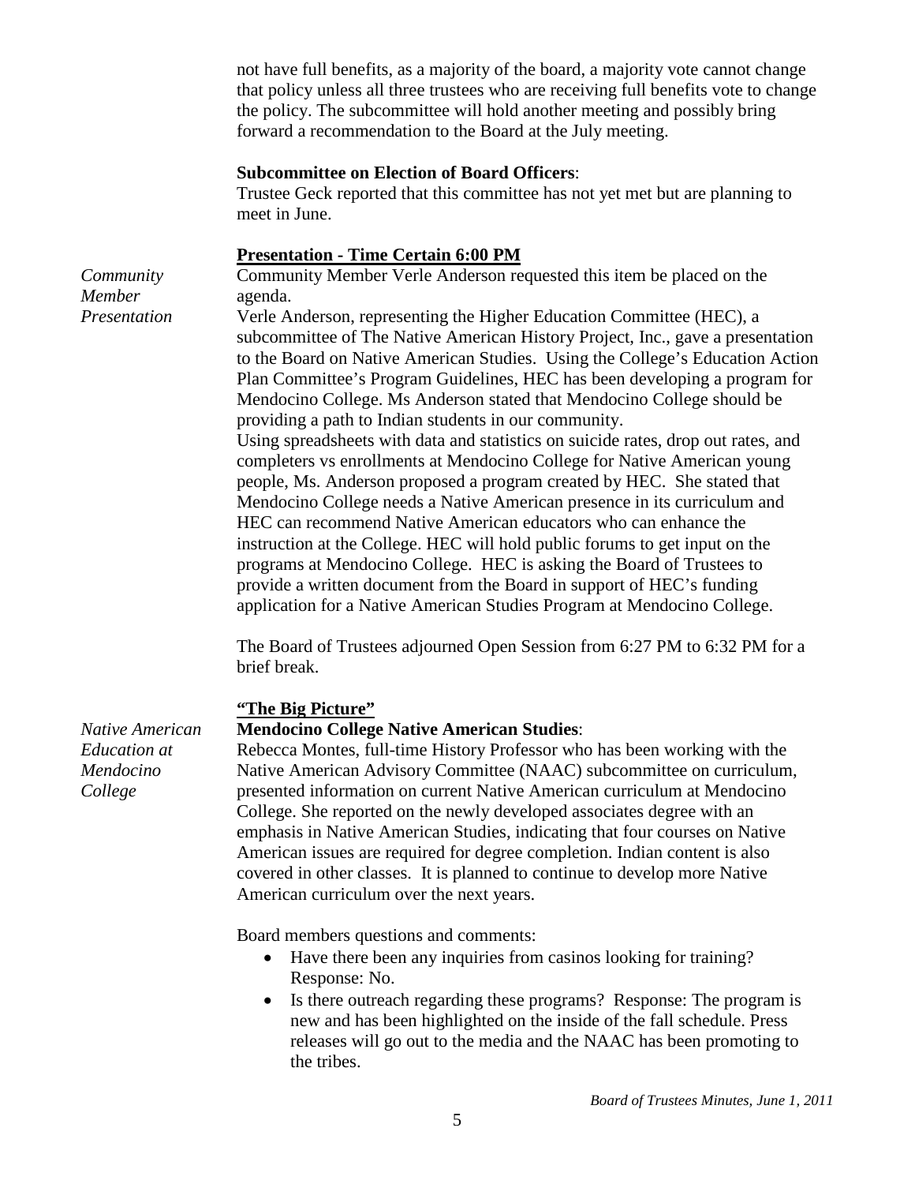not have full benefits, as a majority of the board, a majority vote cannot change that policy unless all three trustees who are receiving full benefits vote to change the policy. The subcommittee will hold another meeting and possibly bring forward a recommendation to the Board at the July meeting.

**Subcommittee on Election of Board Officers**:
Trustee Geck reported that this committee has not yet met but are planning to meet in June.

**Presentation - Time Certain 6:00 PM**

*Community Member Presentation*

Community Member Verle Anderson requested this item be placed on the agenda.
Verle Anderson, representing the Higher Education Committee (HEC), a subcommittee of The Native American History Project, Inc., gave a presentation to the Board on Native American Studies. Using the College's Education Action Plan Committee's Program Guidelines, HEC has been developing a program for Mendocino College. Ms Anderson stated that Mendocino College should be providing a path to Indian students in our community.
Using spreadsheets with data and statistics on suicide rates, drop out rates, and completers vs enrollments at Mendocino College for Native American young people, Ms. Anderson proposed a program created by HEC. She stated that Mendocino College needs a Native American presence in its curriculum and HEC can recommend Native American educators who can enhance the instruction at the College. HEC will hold public forums to get input on the programs at Mendocino College. HEC is asking the Board of Trustees to provide a written document from the Board in support of HEC's funding application for a Native American Studies Program at Mendocino College.

The Board of Trustees adjourned Open Session from 6:27 PM to 6:32 PM for a brief break.

**"The Big Picture"**

*Native American Education at Mendocino College*

**Mendocino College Native American Studies**:
Rebecca Montes, full-time History Professor who has been working with the Native American Advisory Committee (NAAC) subcommittee on curriculum, presented information on current Native American curriculum at Mendocino College. She reported on the newly developed associates degree with an emphasis in Native American Studies, indicating that four courses on Native American issues are required for degree completion. Indian content is also covered in other classes. It is planned to continue to develop more Native American curriculum over the next years.

Board members questions and comments:

- Have there been any inquiries from casinos looking for training? Response: No.
- Is there outreach regarding these programs? Response: The program is new and has been highlighted on the inside of the fall schedule. Press releases will go out to the media and the NAAC has been promoting to the tribes.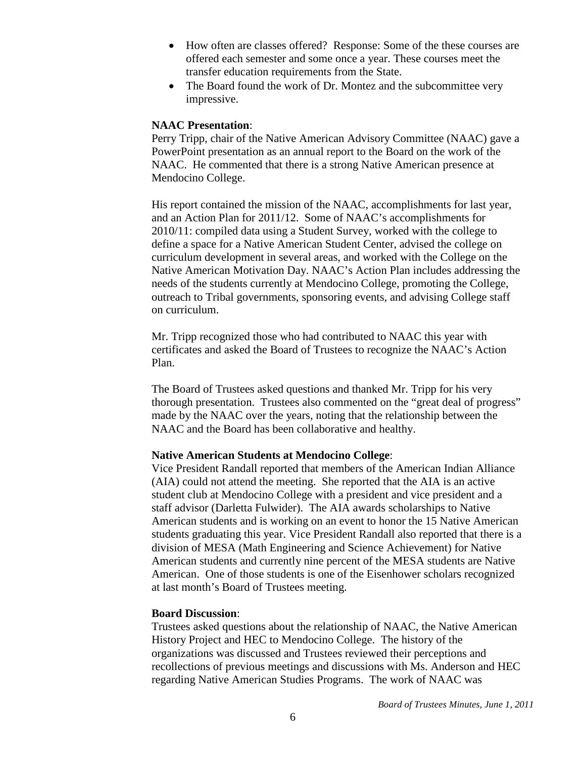- How often are classes offered? Response: Some of the these courses are offered each semester and some once a year. These courses meet the transfer education requirements from the State.
- The Board found the work of Dr. Montez and the subcommittee very impressive.

**NAAC Presentation**:
Perry Tripp, chair of the Native American Advisory Committee (NAAC) gave a PowerPoint presentation as an annual report to the Board on the work of the NAAC. He commented that there is a strong Native American presence at Mendocino College.

His report contained the mission of the NAAC, accomplishments for last year, and an Action Plan for 2011/12. Some of NAAC's accomplishments for 2010/11: compiled data using a Student Survey, worked with the college to define a space for a Native American Student Center, advised the college on curriculum development in several areas, and worked with the College on the Native American Motivation Day. NAAC's Action Plan includes addressing the needs of the students currently at Mendocino College, promoting the College, outreach to Tribal governments, sponsoring events, and advising College staff on curriculum.

Mr. Tripp recognized those who had contributed to NAAC this year with certificates and asked the Board of Trustees to recognize the NAAC's Action Plan.

The Board of Trustees asked questions and thanked Mr. Tripp for his very thorough presentation. Trustees also commented on the "great deal of progress" made by the NAAC over the years, noting that the relationship between the NAAC and the Board has been collaborative and healthy.

**Native American Students at Mendocino College**:
Vice President Randall reported that members of the American Indian Alliance (AIA) could not attend the meeting. She reported that the AIA is an active student club at Mendocino College with a president and vice president and a staff advisor (Darletta Fulwider). The AIA awards scholarships to Native American students and is working on an event to honor the 15 Native American students graduating this year. Vice President Randall also reported that there is a division of MESA (Math Engineering and Science Achievement) for Native American students and currently nine percent of the MESA students are Native American. One of those students is one of the Eisenhower scholars recognized at last month's Board of Trustees meeting.

**Board Discussion**:
Trustees asked questions about the relationship of NAAC, the Native American History Project and HEC to Mendocino College. The history of the organizations was discussed and Trustees reviewed their perceptions and recollections of previous meetings and discussions with Ms. Anderson and HEC regarding Native American Studies Programs. The work of NAAC was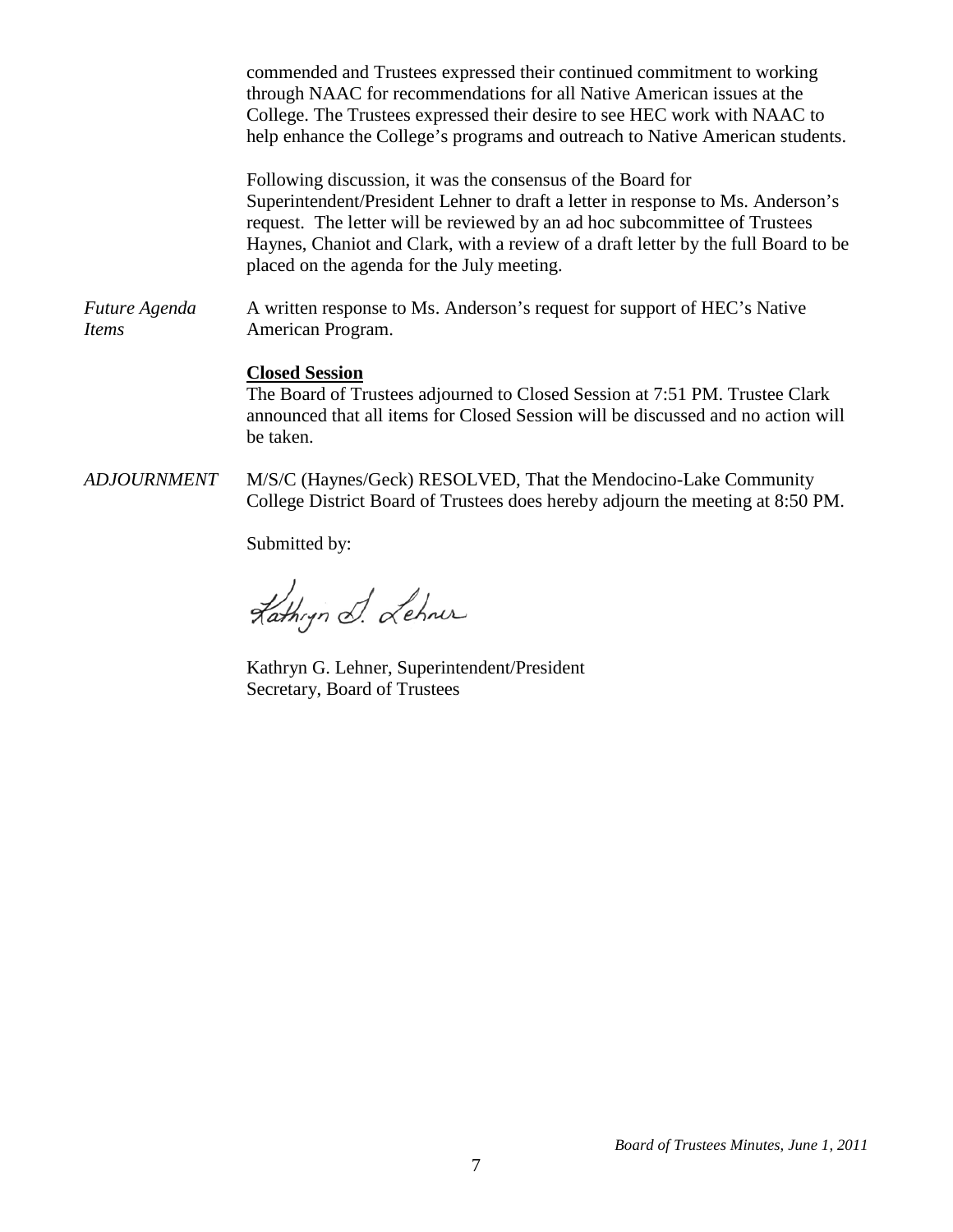commended and Trustees expressed their continued commitment to working through NAAC for recommendations for all Native American issues at the College. The Trustees expressed their desire to see HEC work with NAAC to help enhance the College's programs and outreach to Native American students.

Following discussion, it was the consensus of the Board for Superintendent/President Lehner to draft a letter in response to Ms. Anderson's request. The letter will be reviewed by an ad hoc subcommittee of Trustees Haynes, Chaniot and Clark, with a review of a draft letter by the full Board to be placed on the agenda for the July meeting.

*Future Agenda Items* — A written response to Ms. Anderson's request for support of HEC's Native American Program.

**Closed Session**

The Board of Trustees adjourned to Closed Session at 7:51 PM. Trustee Clark announced that all items for Closed Session will be discussed and no action will be taken.

*ADJOURNMENT* — M/S/C (Haynes/Geck) RESOLVED, That the Mendocino-Lake Community College District Board of Trustees does hereby adjourn the meeting at 8:50 PM.

Submitted by:

Kathryn G. Lehner

Kathryn G. Lehner, Superintendent/President
Secretary, Board of Trustees